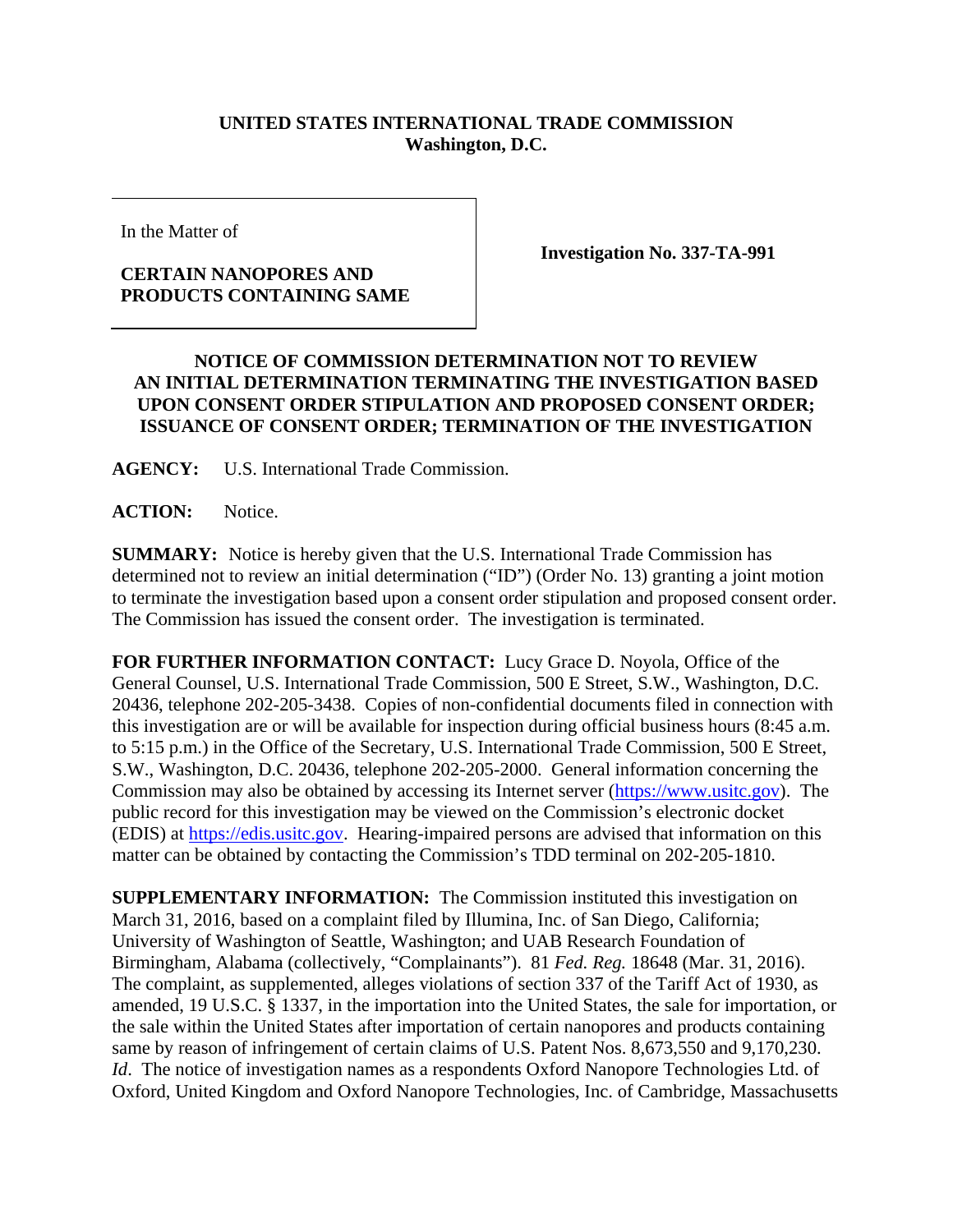**UNITED STATES INTERNATIONAL TRADE COMMISSION**
**Washington, D.C.**

| In the Matter of<br><br>**CERTAIN NANOPORES AND PRODUCTS CONTAINING SAME** | **Investigation No. 337-TA-991** |
| --- | --- |

**NOTICE OF COMMISSION DETERMINATION NOT TO REVIEW AN INITIAL DETERMINATION TERMINATING THE INVESTIGATION BASED UPON CONSENT ORDER STIPULATION AND PROPOSED CONSENT ORDER; ISSUANCE OF CONSENT ORDER; TERMINATION OF THE INVESTIGATION**

**AGENCY:** U.S. International Trade Commission.

**ACTION:** Notice.

**SUMMARY:** Notice is hereby given that the U.S. International Trade Commission has determined not to review an initial determination ("ID") (Order No. 13) granting a joint motion to terminate the investigation based upon a consent order stipulation and proposed consent order. The Commission has issued the consent order. The investigation is terminated.

**FOR FURTHER INFORMATION CONTACT:** Lucy Grace D. Noyola, Office of the General Counsel, U.S. International Trade Commission, 500 E Street, S.W., Washington, D.C. 20436, telephone 202-205-3438. Copies of non-confidential documents filed in connection with this investigation are or will be available for inspection during official business hours (8:45 a.m. to 5:15 p.m.) in the Office of the Secretary, U.S. International Trade Commission, 500 E Street, S.W., Washington, D.C. 20436, telephone 202-205-2000. General information concerning the Commission may also be obtained by accessing its Internet server (https://www.usitc.gov). The public record for this investigation may be viewed on the Commission's electronic docket (EDIS) at https://edis.usitc.gov. Hearing-impaired persons are advised that information on this matter can be obtained by contacting the Commission's TDD terminal on 202-205-1810.

**SUPPLEMENTARY INFORMATION:** The Commission instituted this investigation on March 31, 2016, based on a complaint filed by Illumina, Inc. of San Diego, California; University of Washington of Seattle, Washington; and UAB Research Foundation of Birmingham, Alabama (collectively, "Complainants"). 81 *Fed. Reg.* 18648 (Mar. 31, 2016). The complaint, as supplemented, alleges violations of section 337 of the Tariff Act of 1930, as amended, 19 U.S.C. § 1337, in the importation into the United States, the sale for importation, or the sale within the United States after importation of certain nanopores and products containing same by reason of infringement of certain claims of U.S. Patent Nos. 8,673,550 and 9,170,230. *Id*. The notice of investigation names as a respondents Oxford Nanopore Technologies Ltd. of Oxford, United Kingdom and Oxford Nanopore Technologies, Inc. of Cambridge, Massachusetts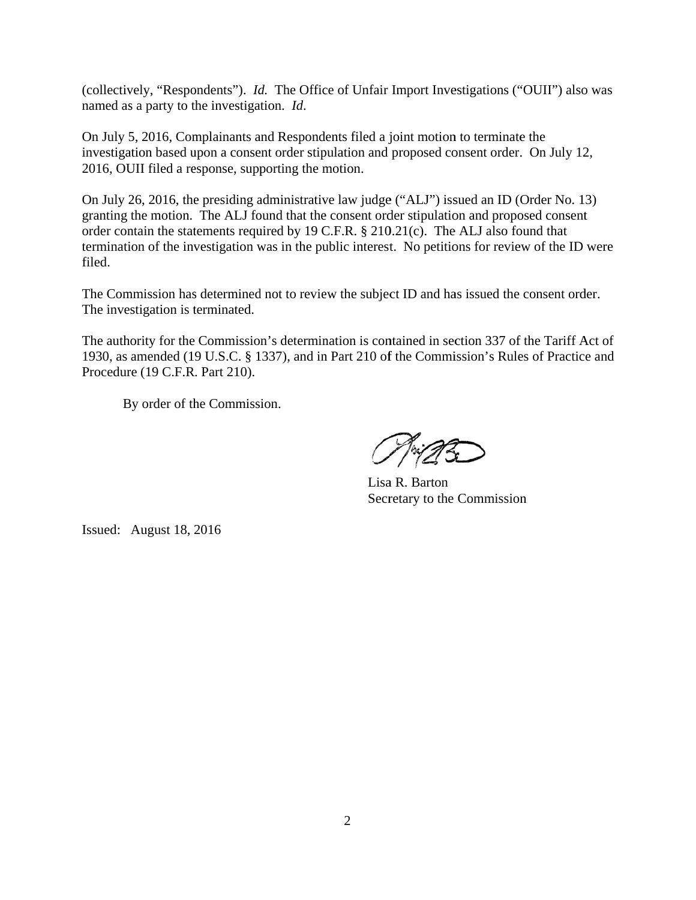(collectively, "Respondents"). *Id.* The Office of Unfair Import Investigations ("OUII") also was named as a party to the investigation. *Id.*

On July 5, 2016, Complainants and Respondents filed a joint motion to terminate the investigation based upon a consent order stipulation and proposed consent order. On July 12, 2016, OUII filed a response, supporting the motion.

On July 26, 2016, the presiding administrative law judge ("ALJ") issued an ID (Order No. 13) granting the motion. The ALJ found that the consent order stipulation and proposed consent order contain the statements required by 19 C.F.R. § 210.21(c). The ALJ also found that termination of the investigation was in the public interest. No petitions for review of the ID were filed.

The Commission has determined not to review the subject ID and has issued the consent order. The investigation is terminated.

The authority for the Commission's determination is contained in section 337 of the Tariff Act of 1930, as amended (19 U.S.C. § 1337), and in Part 210 of the Commission's Rules of Practice and Procedure (19 C.F.R. Part 210).

By order of the Commission.

Lisa R. Barton
Secretary to the Commission

Issued: August 18, 2016